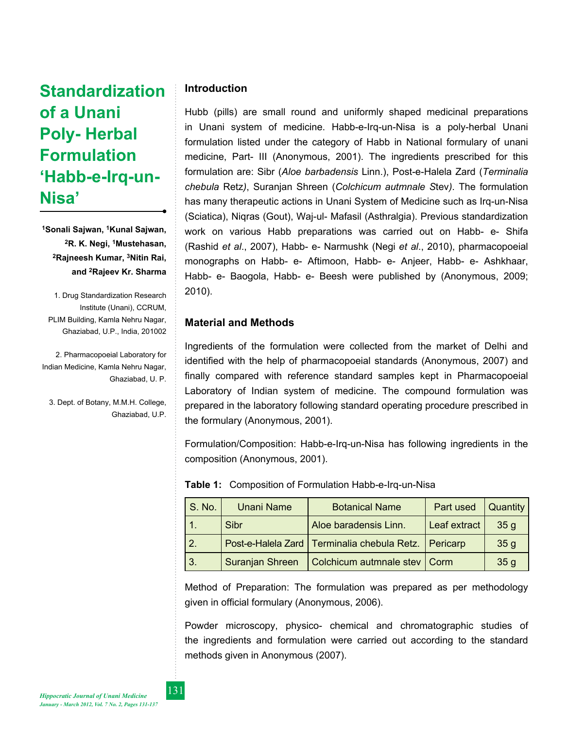# Standardization of a Unani Poly- Herbal Formulation 'Habb-e-Irq-un-Nisa'

**[1]Sonali Sajwan, [1]Kunal Sajwan, [2]R. K. Negi, [1]Mustehasan, [2]Rajneesh Kumar, [3]Nitin Rai, and [2]Rajeev Kr. Sharma**

1. Drug Standardization Research Institute (Unani), CCRUM, PLIM Building, Kamla Nehru Nagar, Ghaziabad, U.P., India, 201002

2. Pharmacopoeial Laboratory for Indian Medicine, Kamla Nehru Nagar, Ghaziabad, U. P.

3. Dept. of Botany, M.M.H. College, Ghaziabad, U.P.

## Introduction

Hubb (pills) are small round and uniformly shaped medicinal preparations in Unani system of medicine. Habb-e-Irq-un-Nisa is a poly-herbal Unani formulation listed under the category of Habb in National formulary of unani medicine, Part- III (Anonymous, 2001). The ingredients prescribed for this formulation are: Sibr (*Aloe barbadensis* Linn.), Post-e-Halela Zard (*Terminalia chebula* Retz*)*, Suranjan Shreen (*Colchicum autmnale S*tev*)*. The formulation has many therapeutic actions in Unani System of Medicine such as Irq-un-Nisa (Sciatica), Niqras (Gout), Waj-ul- Mafasil (Asthralgia). Previous standardization work on various Habb preparations was carried out on Habb- e- Shifa (Rashid *et al*., 2007), Habb- e- Narmushk (Negi *et al*., 2010), pharmacopoeial monographs on Habb- e- Aftimoon, Habb- e- Anjeer, Habb- e- Ashkhaar, Habb- e- Baogola, Habb- e- Beesh were published by (Anonymous, 2009; 2010).

## Material and Methods

Ingredients of the formulation were collected from the market of Delhi and identified with the help of pharmacopoeial standards (Anonymous, 2007) and finally compared with reference standard samples kept in Pharmacopoeial Laboratory of Indian system of medicine. The compound formulation was prepared in the laboratory following standard operating procedure prescribed in the formulary (Anonymous, 2001).

Formulation/Composition: Habb-e-Irq-un-Nisa has following ingredients in the composition (Anonymous, 2001).

**Table 1:** Composition of Formulation Habb-e-Irq-un-Nisa

| S. No. | Unani Name | Botanical Name | Part used | Quantity |
|---|---|---|---|---|
| 1. | Sibr | Aloe baradensis Linn. | Leaf extract | 35 g |
| 2. | Post-e-Halela Zard | Terminalia chebula Retz. | Pericarp | 35 g |
| 3. | Suranjan Shreen | Colchicum autmnale stev | Corm | 35 g |

Method of Preparation: The formulation was prepared as per methodology given in official formulary (Anonymous, 2006).

Powder microscopy, physico- chemical and chromatographic studies of the ingredients and formulation were carried out according to the standard methods given in Anonymous (2007).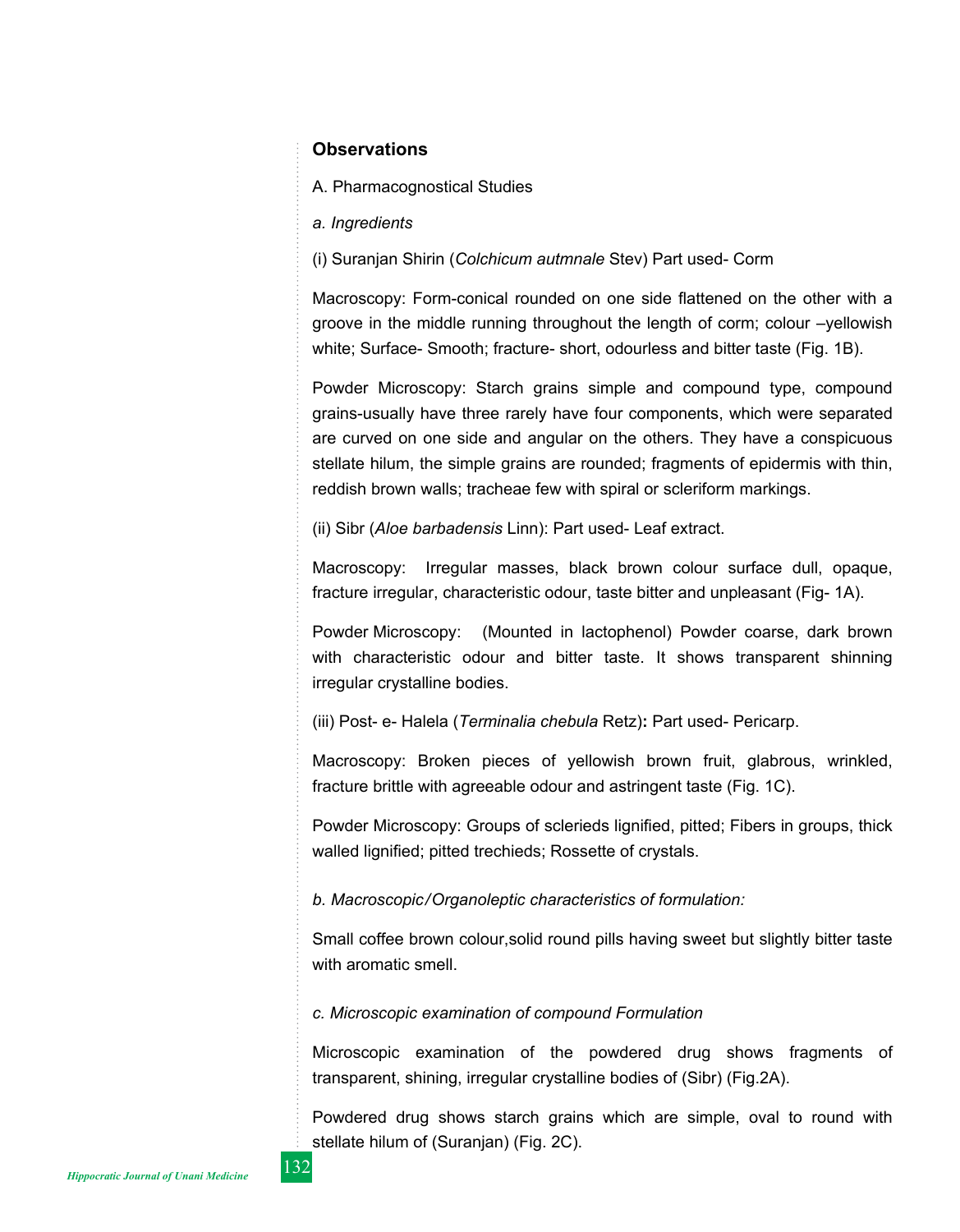## Observations

A. Pharmacognostical Studies

*a. Ingredients*

(i) Suranjan Shirin (*Colchicum autmnale* Stev) Part used- Corm

Macroscopy: Form-conical rounded on one side flattened on the other with a groove in the middle running throughout the length of corm; colour –yellowish white; Surface- Smooth; fracture- short, odourless and bitter taste (Fig. 1B).

Powder Microscopy: Starch grains simple and compound type, compound grains-usually have three rarely have four components, which were separated are curved on one side and angular on the others. They have a conspicuous stellate hilum, the simple grains are rounded; fragments of epidermis with thin, reddish brown walls; tracheae few with spiral or scleriform markings.

(ii) Sibr (*Aloe barbadensis* Linn): Part used- Leaf extract.

Macroscopy: Irregular masses, black brown colour surface dull, opaque, fracture irregular, characteristic odour, taste bitter and unpleasant (Fig- 1A).

Powder Microscopy: (Mounted in lactophenol) Powder coarse, dark brown with characteristic odour and bitter taste. It shows transparent shinning irregular crystalline bodies.

(iii) Post- e- Halela (*Terminalia chebula* Retz)**:** Part used- Pericarp.

Macroscopy: Broken pieces of yellowish brown fruit, glabrous, wrinkled, fracture brittle with agreeable odour and astringent taste (Fig. 1C).

Powder Microscopy: Groups of sclerieds lignified, pitted; Fibers in groups, thick walled lignified; pitted trechieds; Rossette of crystals.

*b. Macroscopic/Organoleptic characteristics of formulation:*

Small coffee brown colour,solid round pills having sweet but slightly bitter taste with aromatic smell.

*c. Microscopic examination of compound Formulation*

Microscopic examination of the powdered drug shows fragments of transparent, shining, irregular crystalline bodies of (Sibr) (Fig.2A).

Powdered drug shows starch grains which are simple, oval to round with stellate hilum of (Suranjan) (Fig. 2C).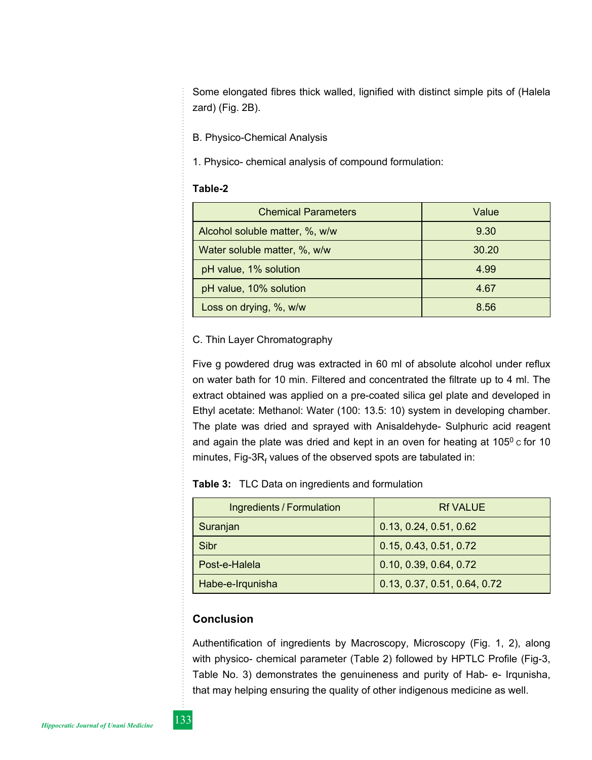Some elongated fibres thick walled, lignified with distinct simple pits of (Halela zard) (Fig. 2B).

B. Physico-Chemical Analysis

1. Physico- chemical analysis of compound formulation:

**Table-2**

| Chemical Parameters | Value |
|---|---|
| Alcohol soluble matter, %, w/w | 9.30 |
| Water soluble matter, %, w/w | 30.20 |
| pH value, 1% solution | 4.99 |
| pH value, 10% solution | 4.67 |
| Loss on drying, %, w/w | 8.56 |

C. Thin Layer Chromatography

Five g powdered drug was extracted in 60 ml of absolute alcohol under reflux on water bath for 10 min. Filtered and concentrated the filtrate up to 4 ml. The extract obtained was applied on a pre-coated silica gel plate and developed in Ethyl acetate: Methanol: Water (100: 13.5: 10) system in developing chamber. The plate was dried and sprayed with Anisaldehyde- Sulphuric acid reagent and again the plate was dried and kept in an oven for heating at $105^0$ C for 10 minutes, Fig-3$R_f$ values of the observed spots are tabulated in:

**Table 3:** TLC Data on ingredients and formulation

| Ingredients / Formulation | Rf VALUE |
|---|---|
| Suranjan | 0.13, 0.24, 0.51, 0.62 |
| Sibr | 0.15, 0.43, 0.51, 0.72 |
| Post-e-Halela | 0.10, 0.39, 0.64, 0.72 |
| Habe-e-Irqunisha | 0.13, 0.37, 0.51, 0.64, 0.72 |

## Conclusion

Authentification of ingredients by Macroscopy, Microscopy (Fig. 1, 2), along with physico- chemical parameter (Table 2) followed by HPTLC Profile (Fig-3, Table No. 3) demonstrates the genuineness and purity of Hab- e- Irqunisha, that may helping ensuring the quality of other indigenous medicine as well.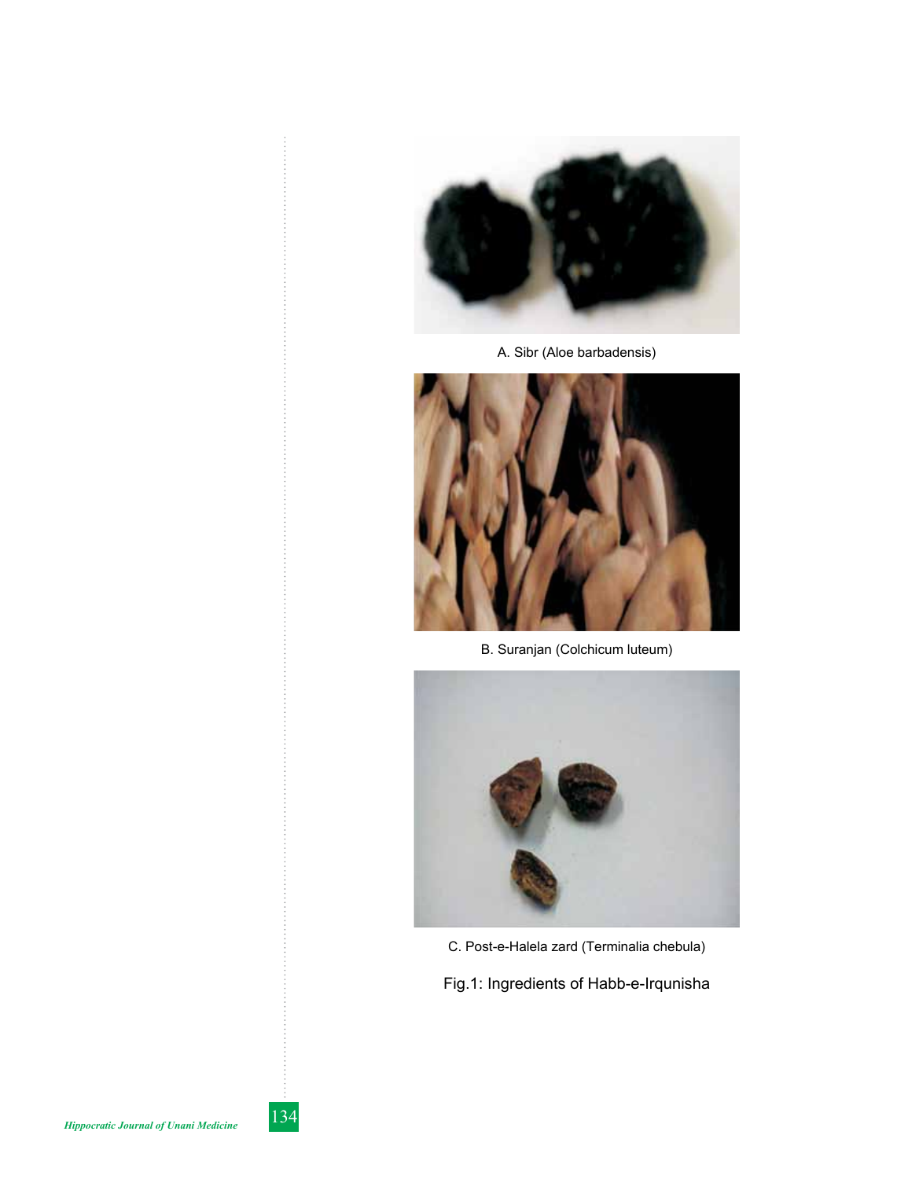A. Sibr (Aloe barbadensis)

B. Suranjan (Colchicum luteum)

C. Post-e-Halela zard (Terminalia chebula)

Fig.1: Ingredients of Habb-e-Irqunisha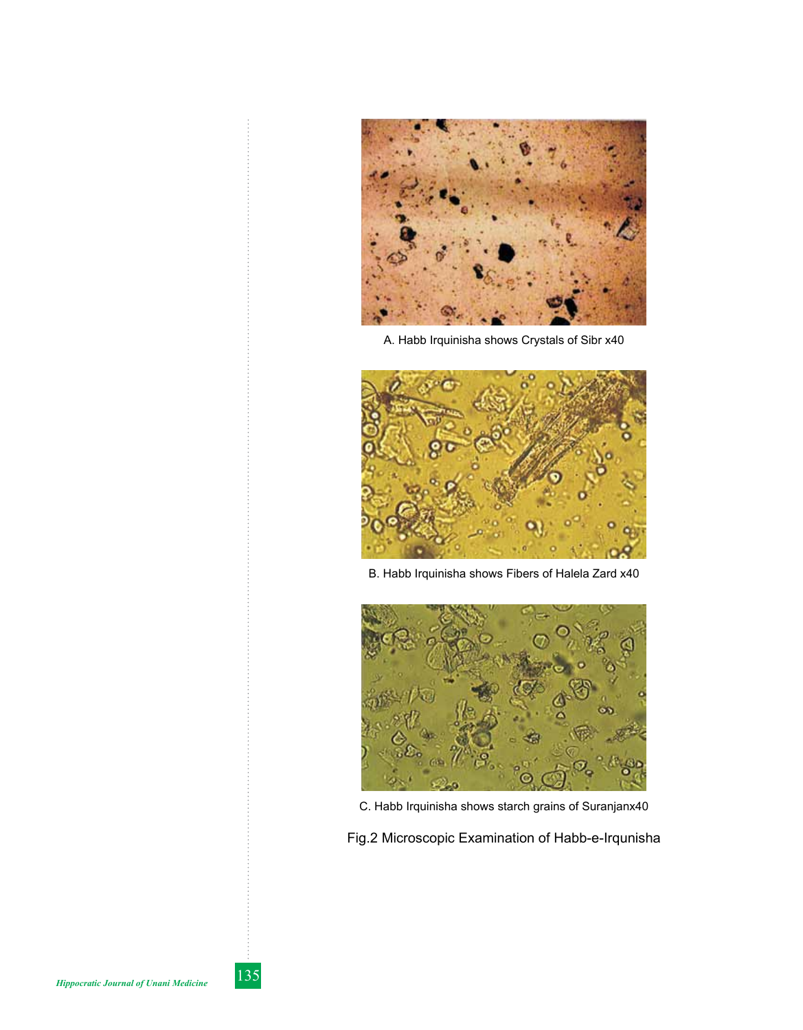A. Habb Irquinisha shows Crystals of Sibr x40

B. Habb Irquinisha shows Fibers of Halela Zard x40

C. Habb Irquinisha shows starch grains of Suranjanx40

Fig.2 Microscopic Examination of Habb-e-Irqunisha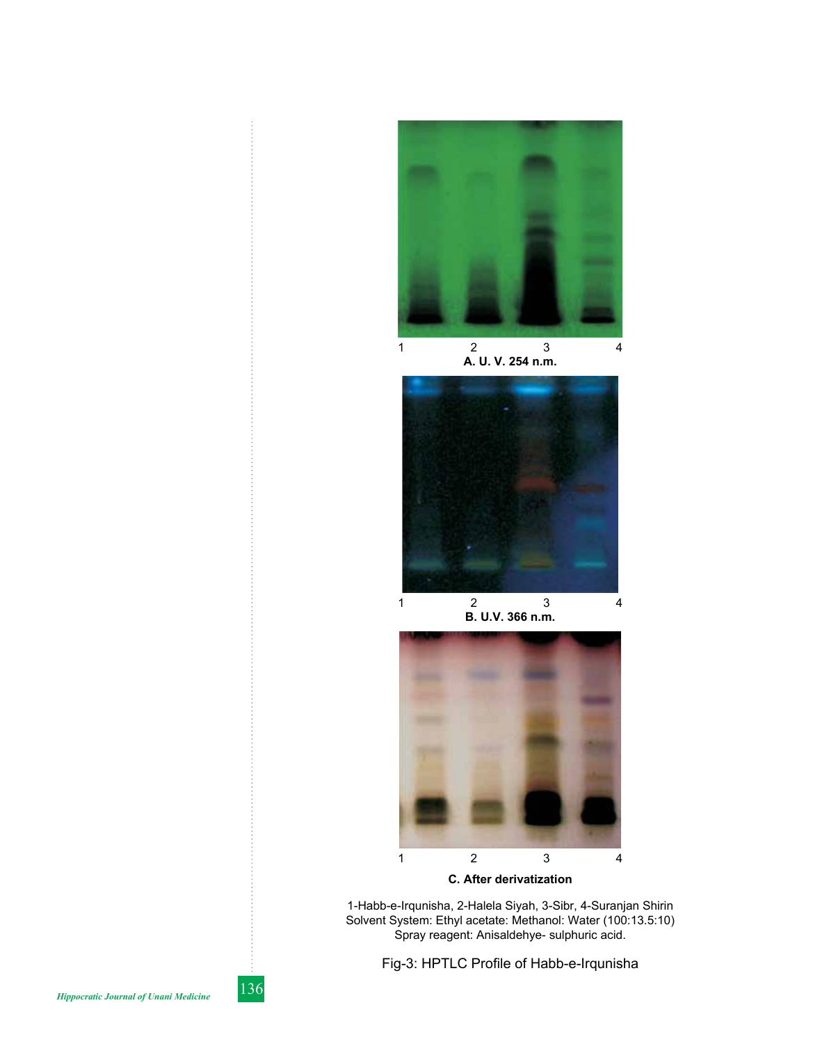1 2 3 4

**A. U. V. 254 n.m.**

1 2 3 4

**B. U.V. 366 n.m.**

1 2 3 4

**C. After derivatization**

1-Habb-e-Irqunisha, 2-Halela Siyah, 3-Sibr, 4-Suranjan Shirin
Solvent System: Ethyl acetate: Methanol: Water (100:13.5:10)
Spray reagent: Anisaldehye- sulphuric acid.

Fig-3: HPTLC Profile of Habb-e-Irqunisha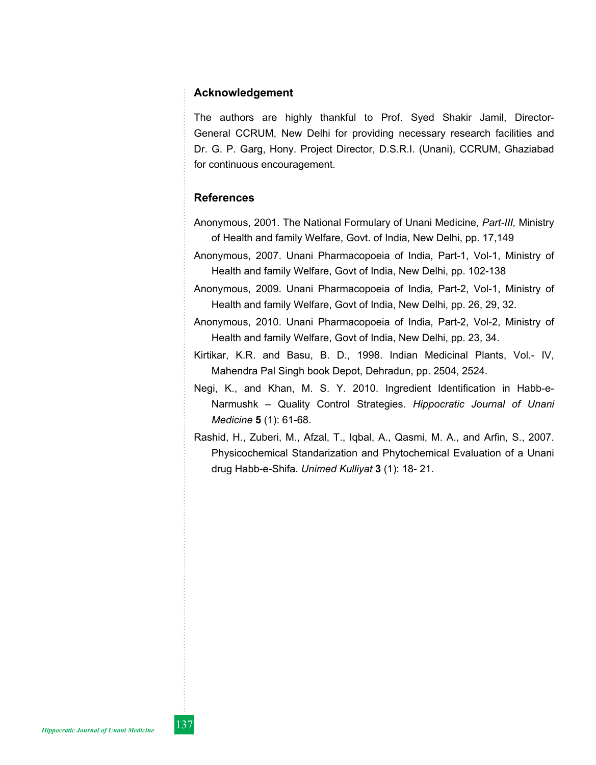## Acknowledgement

The authors are highly thankful to Prof. Syed Shakir Jamil, Director-General CCRUM, New Delhi for providing necessary research facilities and Dr. G. P. Garg, Hony. Project Director, D.S.R.I. (Unani), CCRUM, Ghaziabad for continuous encouragement.

## References

Anonymous, 2001. The National Formulary of Unani Medicine, *Part-III,* Ministry of Health and family Welfare, Govt. of India, New Delhi, pp. 17,149

Anonymous, 2007. Unani Pharmacopoeia of India, Part-1, Vol-1, Ministry of Health and family Welfare, Govt of India, New Delhi, pp. 102-138

Anonymous, 2009. Unani Pharmacopoeia of India, Part-2, Vol-1, Ministry of Health and family Welfare, Govt of India, New Delhi, pp. 26, 29, 32.

Anonymous, 2010. Unani Pharmacopoeia of India, Part-2, Vol-2, Ministry of Health and family Welfare, Govt of India, New Delhi, pp. 23, 34.

Kirtikar, K.R. and Basu, B. D., 1998. Indian Medicinal Plants, Vol.- IV, Mahendra Pal Singh book Depot, Dehradun, pp. 2504, 2524.

Negi, K., and Khan, M. S. Y. 2010. Ingredient Identification in Habb-e-Narmushk – Quality Control Strategies. *Hippocratic Journal of Unani Medicine* **5** (1): 61-68.

Rashid, H., Zuberi, M., Afzal, T., Iqbal, A., Qasmi, M. A., and Arfin, S., 2007. Physicochemical Standarization and Phytochemical Evaluation of a Unani drug Habb-e-Shifa. *Unimed Kulliyat* **3** (1): 18- 21.